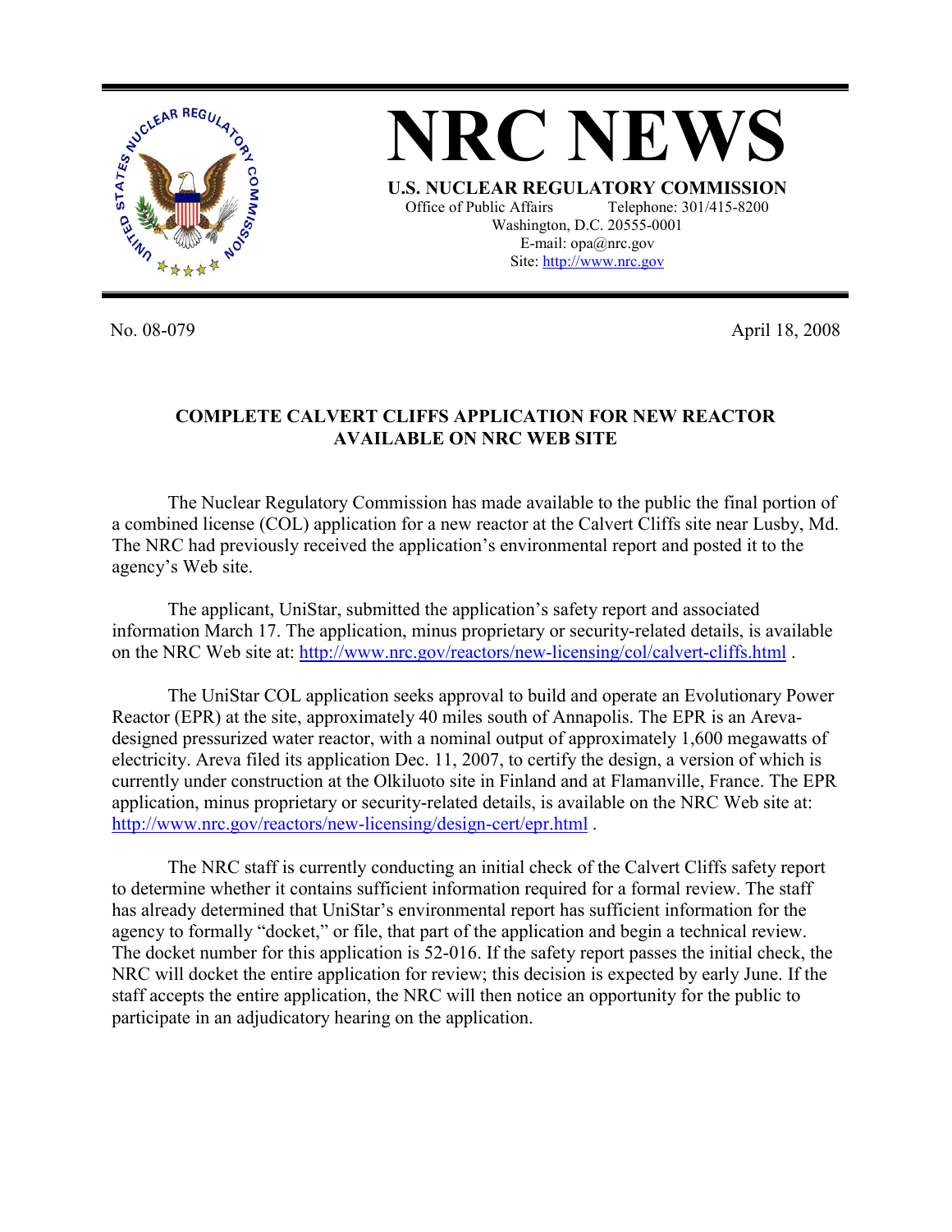# NRC NEWS

**U.S. NUCLEAR REGULATORY COMMISSION**

Office of Public Affairs Telephone: 301/415-8200
Washington, D.C. 20555-0001
E-mail: opa@nrc.gov
Site: http://www.nrc.gov

No. 08-079 April 18, 2008

## COMPLETE CALVERT CLIFFS APPLICATION FOR NEW REACTOR AVAILABLE ON NRC WEB SITE

The Nuclear Regulatory Commission has made available to the public the final portion of a combined license (COL) application for a new reactor at the Calvert Cliffs site near Lusby, Md. The NRC had previously received the application's environmental report and posted it to the agency's Web site.

The applicant, UniStar, submitted the application's safety report and associated information March 17. The application, minus proprietary or security-related details, is available on the NRC Web site at: http://www.nrc.gov/reactors/new-licensing/col/calvert-cliffs.html .

The UniStar COL application seeks approval to build and operate an Evolutionary Power Reactor (EPR) at the site, approximately 40 miles south of Annapolis. The EPR is an Areva-designed pressurized water reactor, with a nominal output of approximately 1,600 megawatts of electricity. Areva filed its application Dec. 11, 2007, to certify the design, a version of which is currently under construction at the Olkiluoto site in Finland and at Flamanville, France. The EPR application, minus proprietary or security-related details, is available on the NRC Web site at: http://www.nrc.gov/reactors/new-licensing/design-cert/epr.html .

The NRC staff is currently conducting an initial check of the Calvert Cliffs safety report to determine whether it contains sufficient information required for a formal review. The staff has already determined that UniStar's environmental report has sufficient information for the agency to formally "docket," or file, that part of the application and begin a technical review. The docket number for this application is 52-016. If the safety report passes the initial check, the NRC will docket the entire application for review; this decision is expected by early June. If the staff accepts the entire application, the NRC will then notice an opportunity for the public to participate in an adjudicatory hearing on the application.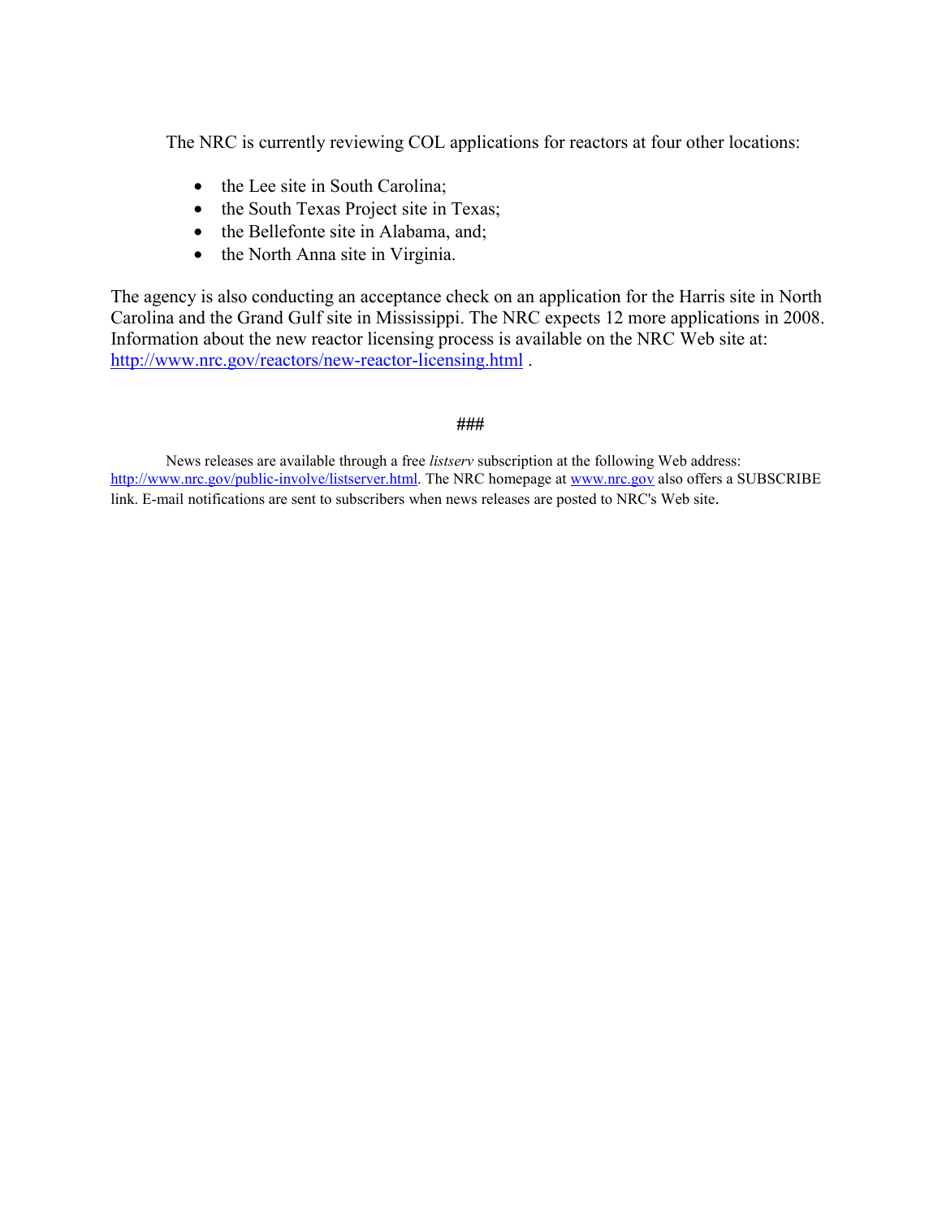The NRC is currently reviewing COL applications for reactors at four other locations:

- the Lee site in South Carolina;
- the South Texas Project site in Texas;
- the Bellefonte site in Alabama, and;
- the North Anna site in Virginia.

The agency is also conducting an acceptance check on an application for the Harris site in North Carolina and the Grand Gulf site in Mississippi. The NRC expects 12 more applications in 2008. Information about the new reactor licensing process is available on the NRC Web site at: http://www.nrc.gov/reactors/new-reactor-licensing.html .

###

News releases are available through a free *listserv* subscription at the following Web address: http://www.nrc.gov/public-involve/listserver.html. The NRC homepage at www.nrc.gov also offers a SUBSCRIBE link. E-mail notifications are sent to subscribers when news releases are posted to NRC's Web site.